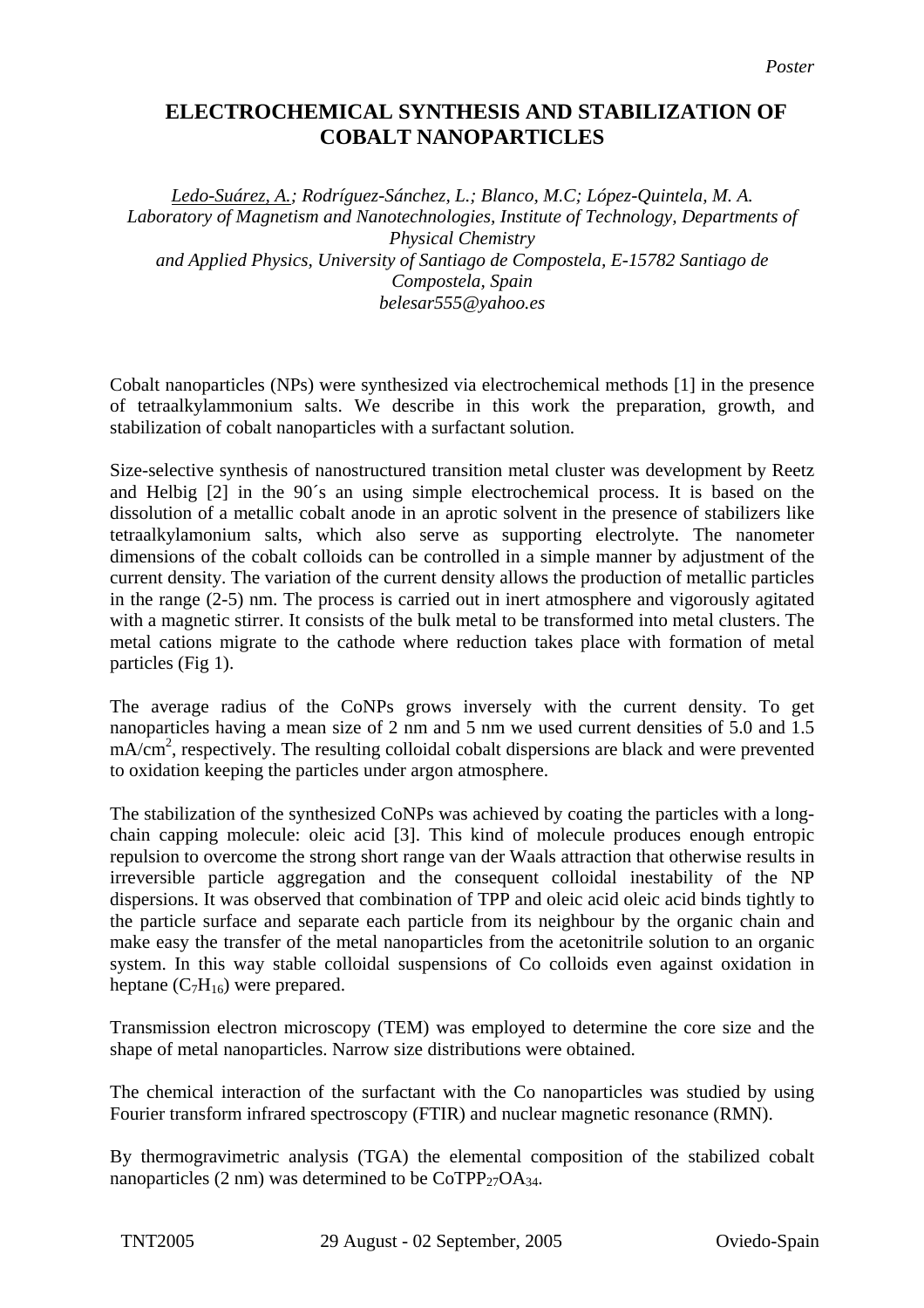*Poster*

# ELECTROCHEMICAL SYNTHESIS AND STABILIZATION OF COBALT NANOPARTICLES

*Ledo-Suárez, A.; Rodríguez-Sánchez, L.; Blanco, M.C; López-Quintela, M. A.*
*Laboratory of Magnetism and Nanotechnologies, Institute of Technology, Departments of Physical Chemistry*
*and Applied Physics, University of Santiago de Compostela, E-15782 Santiago de Compostela, Spain*
*belesar555@yahoo.es*

Cobalt nanoparticles (NPs) were synthesized via electrochemical methods [1] in the presence of tetraalkylammonium salts. We describe in this work the preparation, growth, and stabilization of cobalt nanoparticles with a surfactant solution.

Size-selective synthesis of nanostructured transition metal cluster was development by Reetz and Helbig [2] in the 90´s an using simple electrochemical process. It is based on the dissolution of a metallic cobalt anode in an aprotic solvent in the presence of stabilizers like tetraalkylamonium salts, which also serve as supporting electrolyte. The nanometer dimensions of the cobalt colloids can be controlled in a simple manner by adjustment of the current density. The variation of the current density allows the production of metallic particles in the range (2-5) nm. The process is carried out in inert atmosphere and vigorously agitated with a magnetic stirrer. It consists of the bulk metal to be transformed into metal clusters. The metal cations migrate to the cathode where reduction takes place with formation of metal particles (Fig 1).

The average radius of the CoNPs grows inversely with the current density. To get nanoparticles having a mean size of 2 nm and 5 nm we used current densities of 5.0 and 1.5 $mA/cm^2$, respectively. The resulting colloidal cobalt dispersions are black and were prevented to oxidation keeping the particles under argon atmosphere.

The stabilization of the synthesized CoNPs was achieved by coating the particles with a long-chain capping molecule: oleic acid [3]. This kind of molecule produces enough entropic repulsion to overcome the strong short range van der Waals attraction that otherwise results in irreversible particle aggregation and the consequent colloidal inestability of the NP dispersions. It was observed that combination of TPP and oleic acid oleic acid binds tightly to the particle surface and separate each particle from its neighbour by the organic chain and make easy the transfer of the metal nanoparticles from the acetonitrile solution to an organic system. In this way stable colloidal suspensions of Co colloids even against oxidation in heptane ($C_7H_{16}$) were prepared.

Transmission electron microscopy (TEM) was employed to determine the core size and the shape of metal nanoparticles. Narrow size distributions were obtained.

The chemical interaction of the surfactant with the Co nanoparticles was studied by using Fourier transform infrared spectroscopy (FTIR) and nuclear magnetic resonance (RMN).

By thermogravimetric analysis (TGA) the elemental composition of the stabilized cobalt nanoparticles (2 nm) was determined to be $CoTPP_{27}OA_{34}$.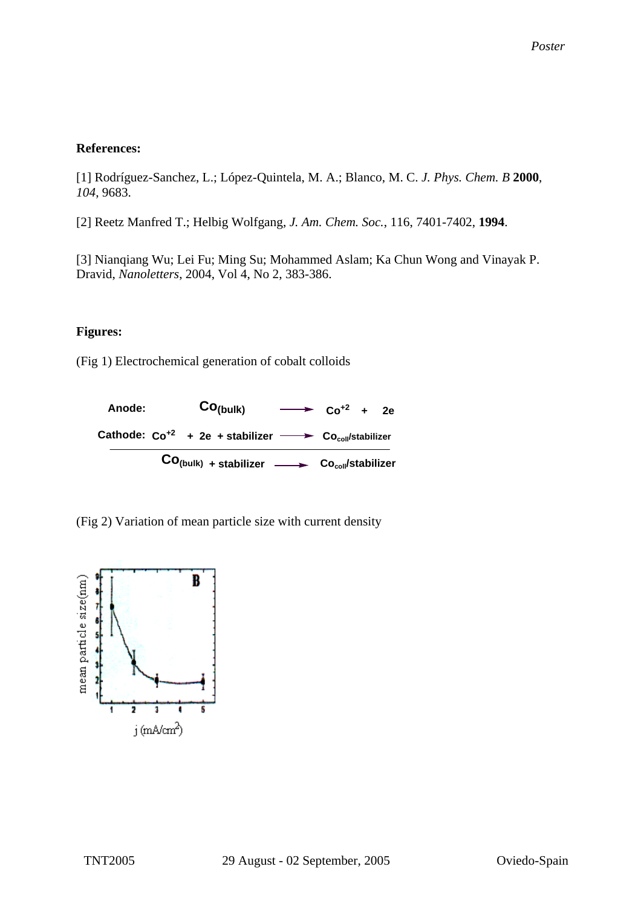**References:**

[1] Rodríguez-Sanchez, L.; López-Quintela, M. A.; Blanco, M. C. *J. Phys. Chem. B* **2000**, *104*, 9683.

[2] Reetz Manfred T.; Helbig Wolfgang, *J. Am. Chem. Soc.*, 116, 7401-7402, **1994**.

[3] Nianqiang Wu; Lei Fu; Ming Su; Mohammed Aslam; Ka Chun Wong and Vinayak P. Dravid, *Nanoletters*, 2004, Vol 4, No 2, 383-386.

**Figures:**

(Fig 1) Electrochemical generation of cobalt colloids

Anode: $Co_{(bulk)} \longrightarrow Co^{+2} + 2e$

Cathode: $Co^{+2} + 2e + \text{stabilizer} \longrightarrow Co_{coll}/\text{stabilizer}$

$Co_{(bulk)} + \text{stabilizer} \longrightarrow Co_{coll}/\text{stabilizer}$

(Fig 2) Variation of mean particle size with current density

B

mean particle size(nm)

j (mA/cm$^2$)